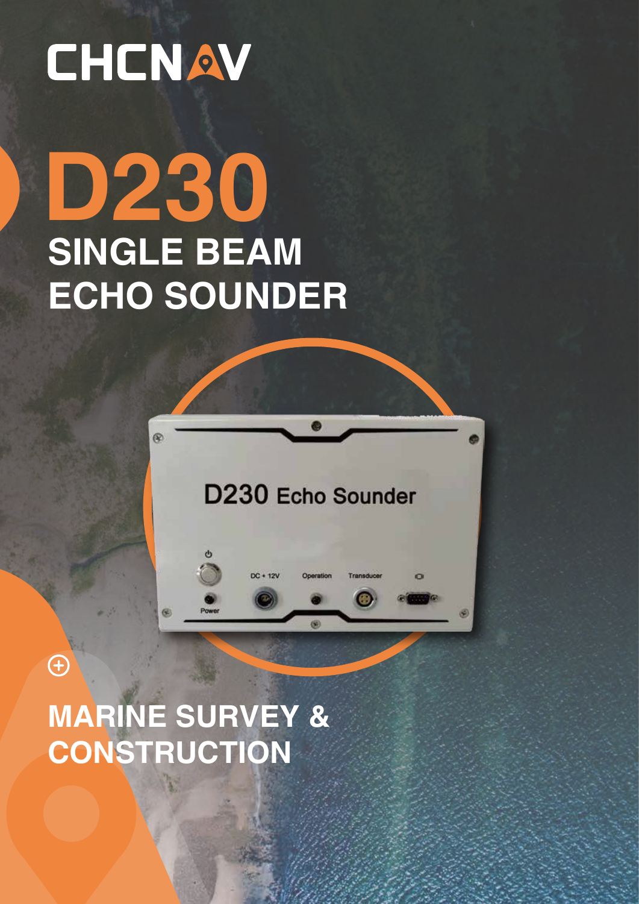CHCNAV

# D230

## SINGLE BEAM ECHO SOUNDER

## MARINE SURVEY & CONSTRUCTION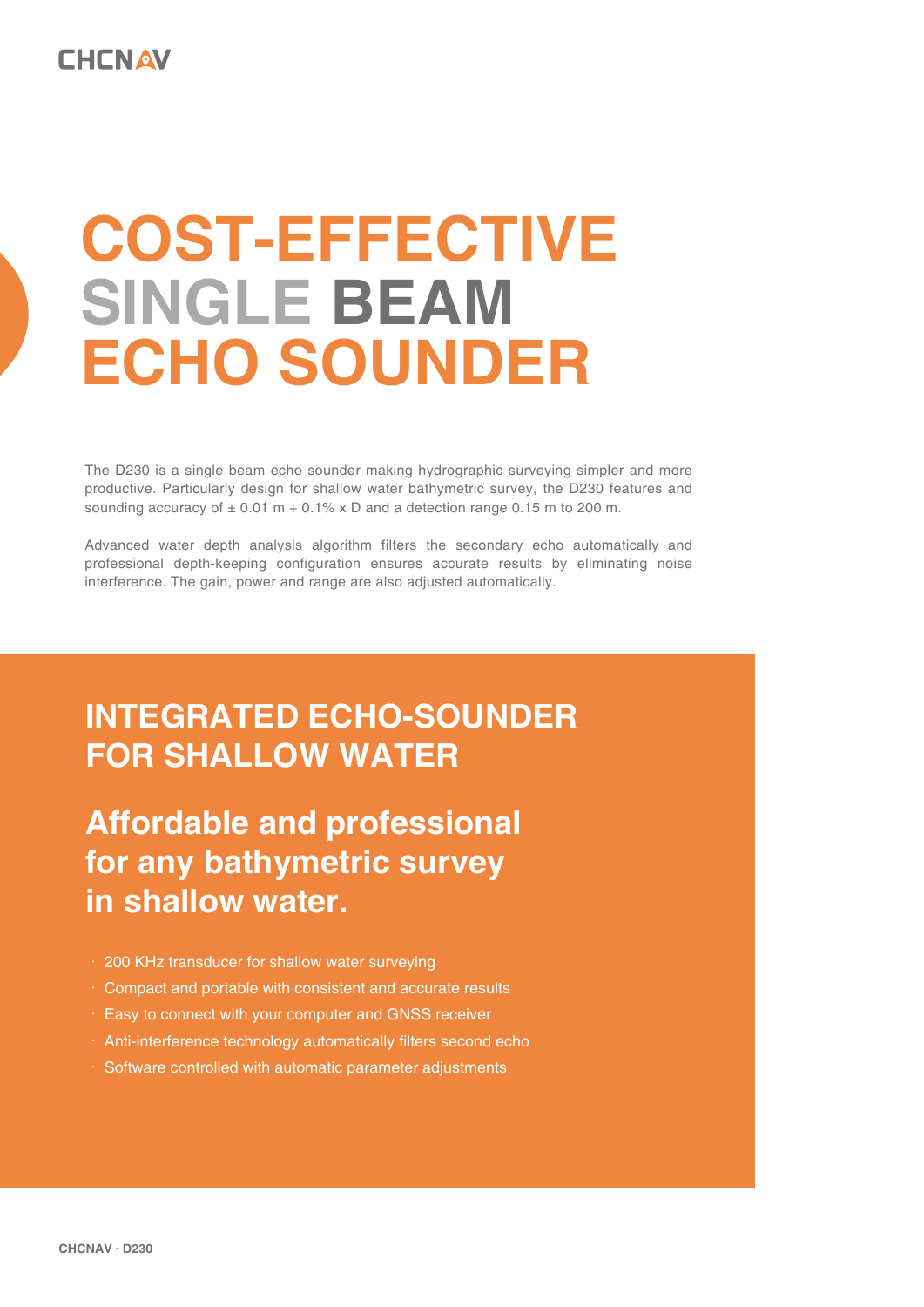# COST-EFFECTIVE SINGLE BEAM ECHO SOUNDER

The D230 is a single beam echo sounder making hydrographic surveying simpler and more productive. Particularly design for shallow water bathymetric survey, the D230 features and sounding accuracy of ± 0.01 m + 0.1% x D and a detection range 0.15 m to 200 m.

Advanced water depth analysis algorithm filters the secondary echo automatically and professional depth-keeping configuration ensures accurate results by eliminating noise interference. The gain, power and range are also adjusted automatically.

## INTEGRATED ECHO-SOUNDER FOR SHALLOW WATER

### Affordable and professional for any bathymetric survey in shallow water.

- 200 KHz transducer for shallow water surveying
- Compact and portable with consistent and accurate results
- Easy to connect with your computer and GNSS receiver
- Anti-interference technology automatically filters second echo
- Software controlled with automatic parameter adjustments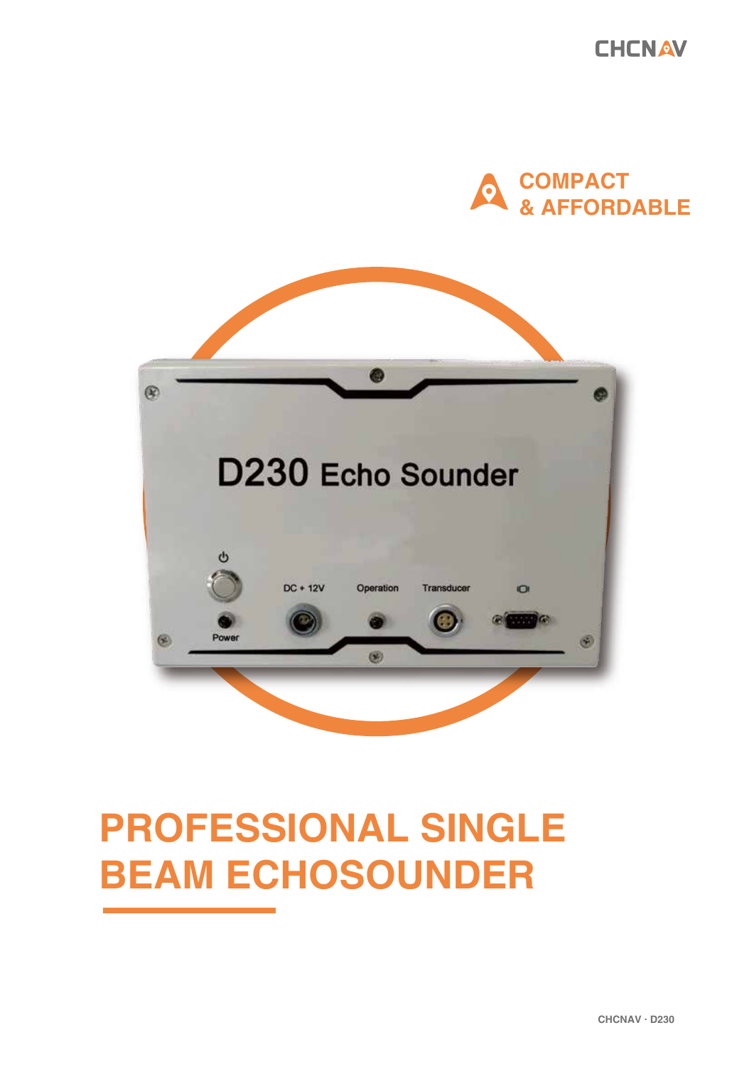# COMPACT & AFFORDABLE

# PROFESSIONAL SINGLE BEAM ECHOSOUNDER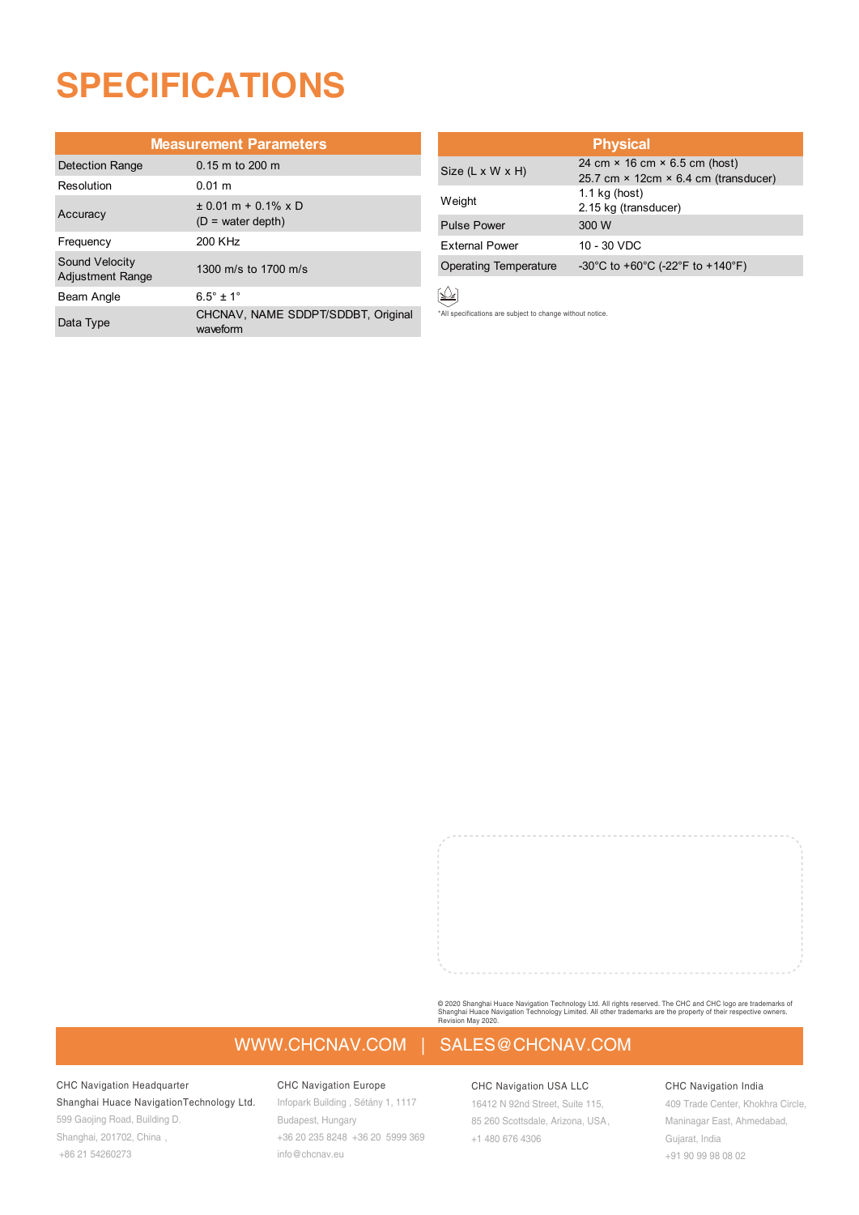# SPECIFICATIONS

| Measurement Parameters | |
|---|---|
| Detection Range | 0.15 m to 200 m |
| Resolution | 0.01 m |
| Accuracy | ± 0.01 m + 0.1% x D<br>(D = water depth) |
| Frequency | 200 KHz |
| Sound Velocity Adjustment Range | 1300 m/s to 1700 m/s |
| Beam Angle | 6.5° ± 1° |
| Data Type | CHCNAV, NAME SDDPT/SDDBT, Original waveform |

| Physical | |
|---|---|
| Size (L x W x H) | 24 cm × 16 cm × 6.5 cm (host)<br>25.7 cm × 12cm × 6.4 cm (transducer) |
| Weight | 1.1 kg (host)<br>2.15 kg (transducer) |
| Pulse Power | 300 W |
| External Power | 10 - 30 VDC |
| Operating Temperature | -30°C to +60°C (-22°F to +140°F) |

*All specifications are subject to change without notice.

© 2020 Shanghai Huace Navigation Technology Ltd. All rights reserved. The CHC and CHC logo are trademarks of Shanghai Huace Navigation Technology Limited. All other trademarks are the property of their respective owners. Revision May 2020.

WWW.CHCNAV.COM | SALES@CHCNAV.COM

CHC Navigation Headquarter
Shanghai Huace NavigationTechnology Ltd.
599 Gaojing Road, Building D.
Shanghai, 201702, China ,
+86 21 54260273

CHC Navigation Europe
Infopark Building , Sétány 1, 1117
Budapest, Hungary
+36 20 235 8248 +36 20 5999 369
info@chcnav.eu

CHC Navigation USA LLC
16412 N 92nd Street, Suite 115,
85 260 Scottsdale, Arizona, USA ,
+1 480 676 4306

CHC Navigation India
409 Trade Center, Khokhra Circle,
Maninagar East, Ahmedabad,
Gujarat, India
+91 90 99 98 08 02